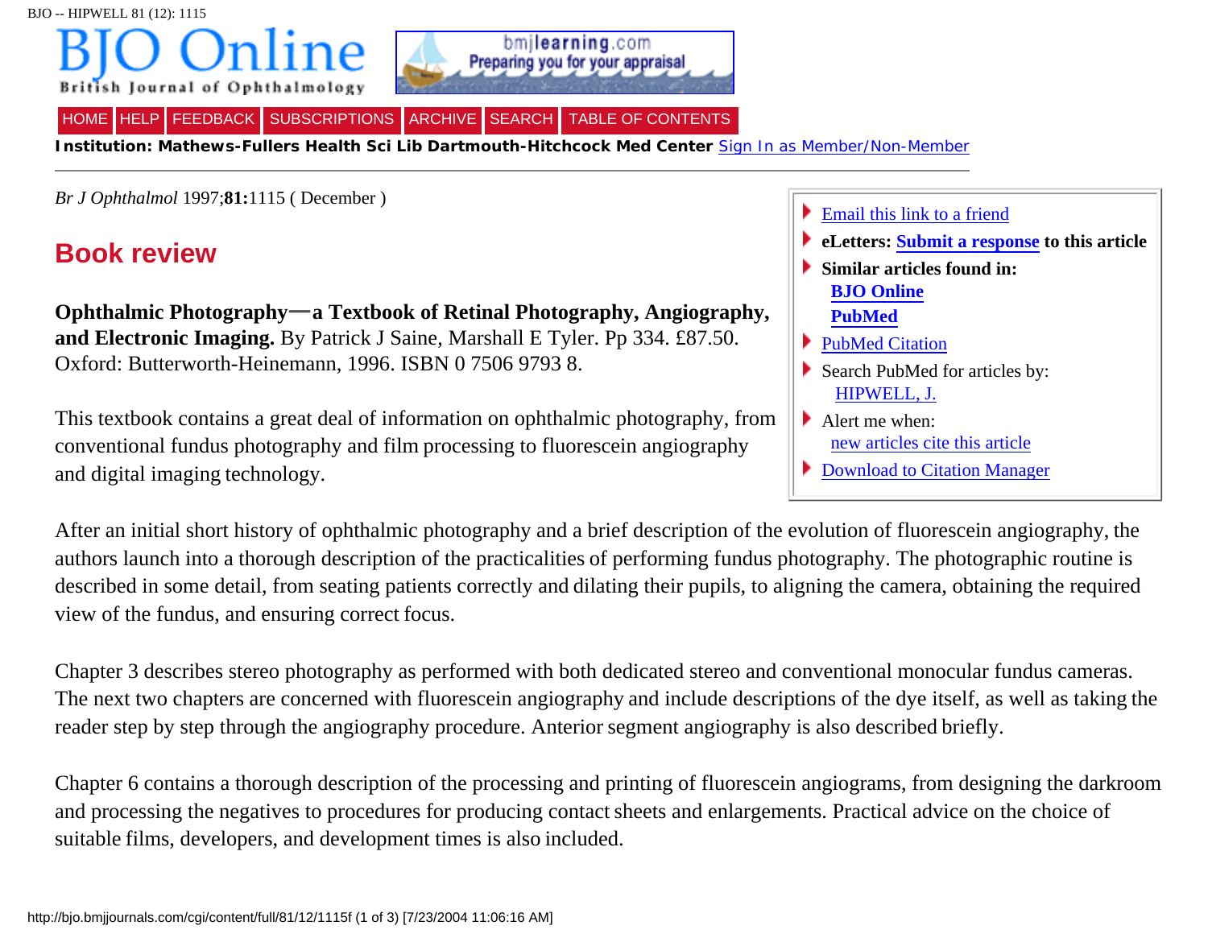*Br J Ophthalmol* 1997;**81:**1115 ( December )

# Book review

**Ophthalmic Photography—a Textbook of Retinal Photography, Angiography, and Electronic Imaging.** By Patrick J Saine, Marshall E Tyler. Pp 334. £87.50. Oxford: Butterworth-Heinemann, 1996. ISBN 0 7506 9793 8.

This textbook contains a great deal of information on ophthalmic photography, from conventional fundus photography and film processing to fluorescein angiography and digital imaging technology.

After an initial short history of ophthalmic photography and a brief description of the evolution of fluorescein angiography, the authors launch into a thorough description of the practicalities of performing fundus photography. The photographic routine is described in some detail, from seating patients correctly and dilating their pupils, to aligning the camera, obtaining the required view of the fundus, and ensuring correct focus.

Chapter 3 describes stereo photography as performed with both dedicated stereo and conventional monocular fundus cameras. The next two chapters are concerned with fluorescein angiography and include descriptions of the dye itself, as well as taking the reader step by step through the angiography procedure. Anterior segment angiography is also described briefly.

Chapter 6 contains a thorough description of the processing and printing of fluorescein angiograms, from designing the darkroom and processing the negatives to procedures for producing contact sheets and enlargements. Practical advice on the choice of suitable films, developers, and development times is also included.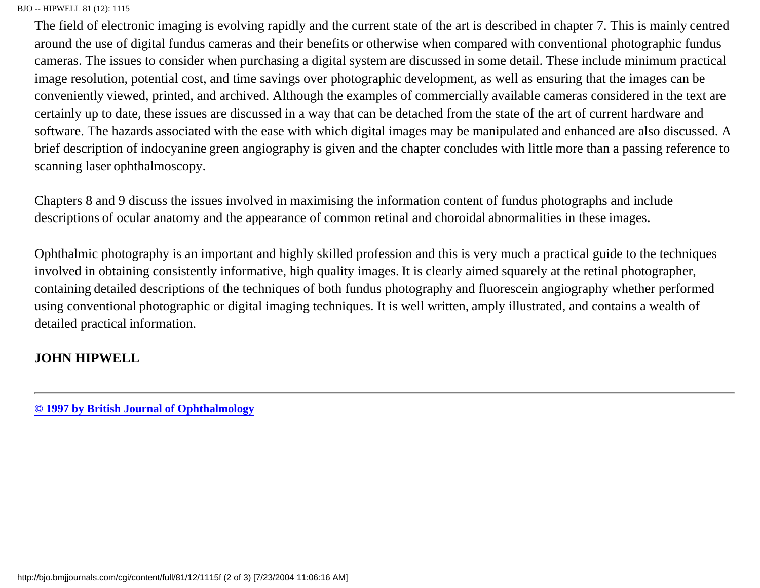The field of electronic imaging is evolving rapidly and the current state of the art is described in chapter 7. This is mainly centred around the use of digital fundus cameras and their benefits or otherwise when compared with conventional photographic fundus cameras. The issues to consider when purchasing a digital system are discussed in some detail. These include minimum practical image resolution, potential cost, and time savings over photographic development, as well as ensuring that the images can be conveniently viewed, printed, and archived. Although the examples of commercially available cameras considered in the text are certainly up to date, these issues are discussed in a way that can be detached from the state of the art of current hardware and software. The hazards associated with the ease with which digital images may be manipulated and enhanced are also discussed. A brief description of indocyanine green angiography is given and the chapter concludes with little more than a passing reference to scanning laser ophthalmoscopy.

Chapters 8 and 9 discuss the issues involved in maximising the information content of fundus photographs and include descriptions of ocular anatomy and the appearance of common retinal and choroidal abnormalities in these images.

Ophthalmic photography is an important and highly skilled profession and this is very much a practical guide to the techniques involved in obtaining consistently informative, high quality images. It is clearly aimed squarely at the retinal photographer, containing detailed descriptions of the techniques of both fundus photography and fluorescein angiography whether performed using conventional photographic or digital imaging techniques. It is well written, amply illustrated, and contains a wealth of detailed practical information.

**JOHN HIPWELL**

---

**© 1997 by British Journal of Ophthalmology**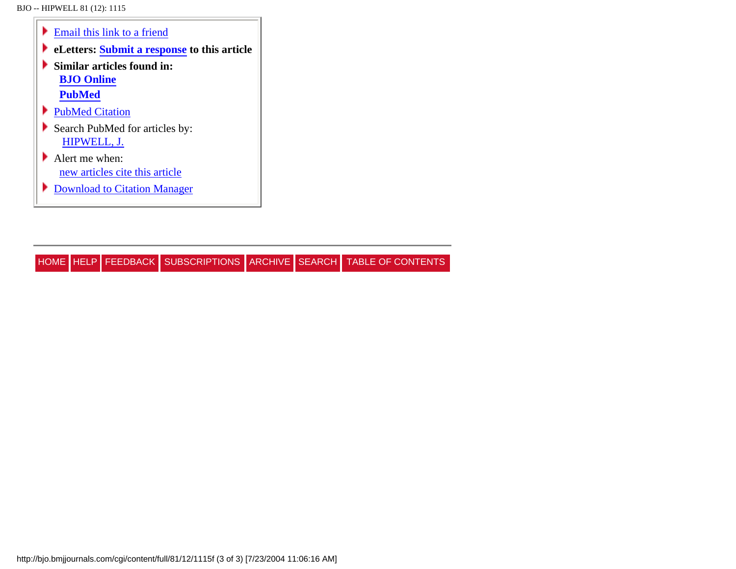- Email this link to a friend
- **eLetters: Submit a response to this article**
- **Similar articles found in:**
  **BJO Online**
  **PubMed**
- PubMed Citation
- Search PubMed for articles by:
  HIPWELL, J.
- Alert me when:
  new articles cite this article
- Download to Citation Manager

HOME | HELP | FEEDBACK | SUBSCRIPTIONS | ARCHIVE | SEARCH | TABLE OF CONTENTS